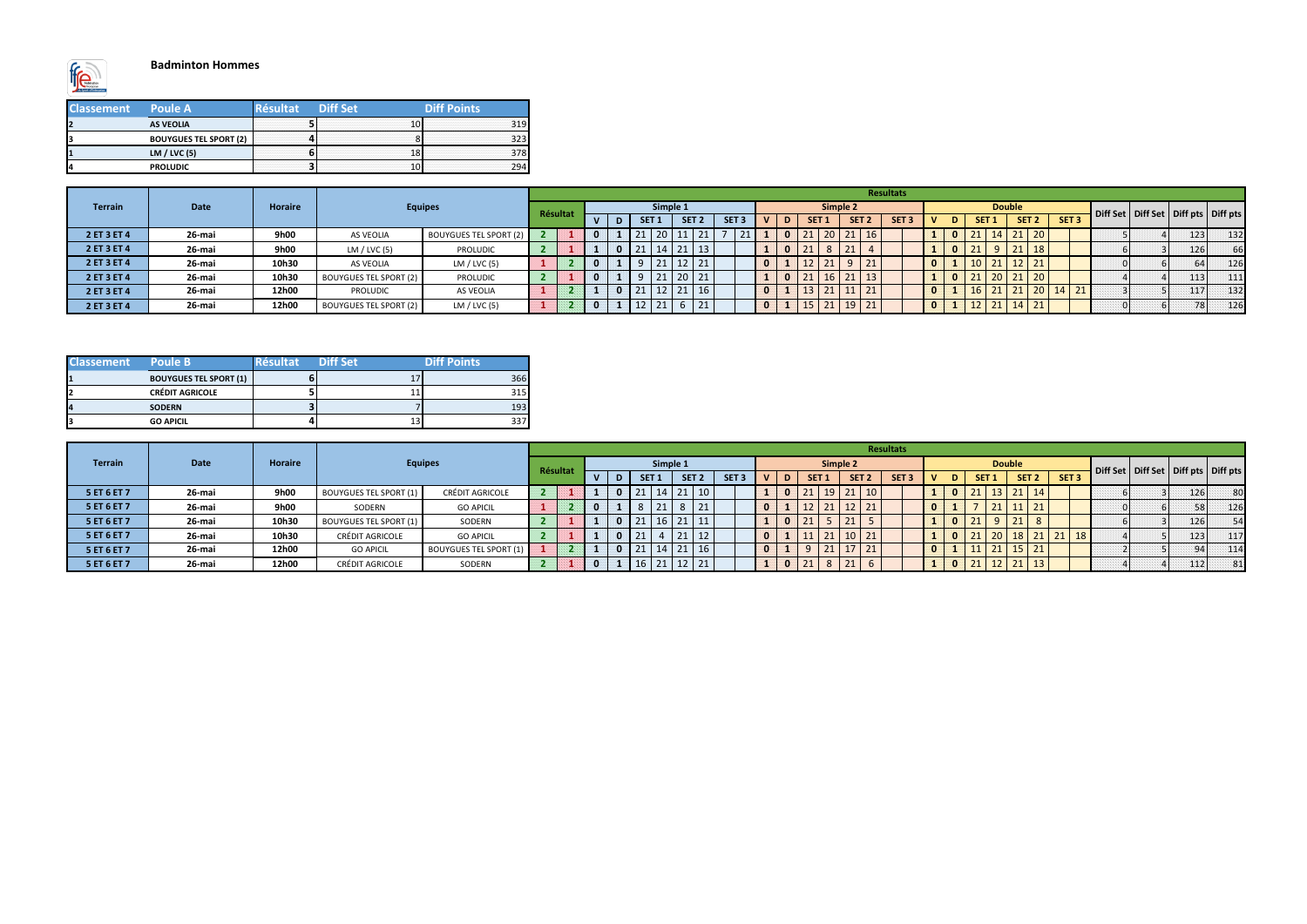# Badminton Hommes

| Classement | Poule A | Résultat | Diff Set | Diff Points |
|---|---|---|---|---|
| 2 | AS VEOLIA | 5 | 10 | 319 |
| 3 | BOUYGUES TEL SPORT (2) | 4 | 8 | 323 |
| 1 | LM / LVC (5) | 6 | 18 | 378 |
| 4 | PROLUDIC | 3 | 10 | 294 |

| Terrain | Date | Horaire | Equipes | | Résultat | | Simple 1 | | | | | | | | Simple 2 | | | | | | | | Double | | | | | | | | Diff Set | Diff Set | Diff pts | Diff pts |
|---|---|---|---|---|---|---|---|---|---|---|---|---|---|---|---|---|---|---|---|---|---|---|---|---|---|---|---|---|---|---|---|---|---|---|
| | | | | | | | V | D | SET 1 | | SET 2 | | SET 3 | | V | D | SET 1 | | SET 2 | | SET 3 | | V | D | SET 1 | | SET 2 | | SET 3 | | | | | |
| 2 ET 3 ET 4 | 26-mai | 9h00 | AS VEOLIA | BOUYGUES TEL SPORT (2) | 2 | 1 | 0 | 1 | 21 | 20 | 11 | 21 | 7 | 21 | 1 | 0 | 21 | 20 | 21 | 16 | | | 1 | 0 | 21 | 14 | 21 | 20 | | | 5 | 4 | 123 | 132 |
| 2 ET 3 ET 4 | 26-mai | 9h00 | LM / LVC (5) | PROLUDIC | 2 | 1 | 1 | 0 | 21 | 14 | 21 | 13 | | | 1 | 0 | 21 | 8 | 21 | 4 | | | 1 | 0 | 21 | 9 | 21 | 18 | | | 6 | 3 | 126 | 66 |
| 2 ET 3 ET 4 | 26-mai | 10h30 | AS VEOLIA | LM / LVC (5) | 1 | 2 | 0 | 1 | 9 | 21 | 12 | 21 | | | 0 | 1 | 12 | 21 | 9 | 21 | | | 0 | 1 | 10 | 21 | 12 | 21 | | | 0 | 6 | 64 | 126 |
| 2 ET 3 ET 4 | 26-mai | 10h30 | BOUYGUES TEL SPORT (2) | PROLUDIC | 2 | 1 | 0 | 1 | 9 | 21 | 20 | 21 | | | 1 | 0 | 21 | 16 | 21 | 13 | | | 1 | 0 | 21 | 20 | 21 | 20 | | | 4 | 4 | 113 | 111 |
| 2 ET 3 ET 4 | 26-mai | 12h00 | PROLUDIC | AS VEOLIA | 1 | 2 | 1 | 0 | 21 | 12 | 21 | 16 | | | 0 | 1 | 13 | 21 | 11 | 21 | | | 0 | 1 | 16 | 21 | 21 | 20 | 14 | 21 | 3 | 5 | 117 | 132 |
| 2 ET 3 ET 4 | 26-mai | 12h00 | BOUYGUES TEL SPORT (2) | LM / LVC (5) | 1 | 2 | 0 | 1 | 12 | 21 | 6 | 21 | | | 0 | 1 | 15 | 21 | 19 | 21 | | | 0 | 1 | 12 | 21 | 14 | 21 | | | 0 | 6 | 78 | 126 |

| Classement | Poule B | Résultat | Diff Set | Diff Points |
|---|---|---|---|---|
| 1 | BOUYGUES TEL SPORT (1) | 6 | 17 | 366 |
| 2 | CRÉDIT AGRICOLE | 5 | 11 | 315 |
| 4 | SODERN | 3 | 7 | 193 |
| 3 | GO APICIL | 4 | 13 | 337 |

| Terrain | Date | Horaire | Equipes | | Résultat | | Simple 1 | | | | | | | | Simple 2 | | | | | | | | Double | | | | | | | | Diff Set | Diff Set | Diff pts | Diff pts |
|---|---|---|---|---|---|---|---|---|---|---|---|---|---|---|---|---|---|---|---|---|---|---|---|---|---|---|---|---|---|---|---|---|---|---|
| | | | | | | | V | D | SET 1 | | SET 2 | | SET 3 | | V | D | SET 1 | | SET 2 | | SET 3 | | V | D | SET 1 | | SET 2 | | SET 3 | | | | | |
| 5 ET 6 ET 7 | 26-mai | 9h00 | BOUYGUES TEL SPORT (1) | CRÉDIT AGRICOLE | 2 | 1 | 1 | 0 | 21 | 14 | 21 | 10 | | | 1 | 0 | 21 | 19 | 21 | 10 | | | 1 | 0 | 21 | 13 | 21 | 14 | | | 6 | 3 | 126 | 80 |
| 5 ET 6 ET 7 | 26-mai | 9h00 | SODERN | GO APICIL | 1 | 2 | 0 | 1 | 8 | 21 | 8 | 21 | | | 0 | 1 | 12 | 21 | 12 | 21 | | | 0 | 1 | 7 | 21 | 11 | 21 | | | 0 | 6 | 58 | 126 |
| 5 ET 6 ET 7 | 26-mai | 10h30 | BOUYGUES TEL SPORT (1) | SODERN | 2 | 1 | 1 | 0 | 21 | 16 | 21 | 11 | | | 1 | 0 | 21 | 5 | 21 | 5 | | | 1 | 0 | 21 | 9 | 21 | 8 | | | 6 | 3 | 126 | 54 |
| 5 ET 6 ET 7 | 26-mai | 10h30 | CRÉDIT AGRICOLE | GO APICIL | 2 | 1 | 1 | 0 | 21 | 4 | 21 | 12 | | | 0 | 1 | 11 | 21 | 10 | 21 | | | 1 | 0 | 21 | 20 | 18 | 21 | 21 | 18 | 4 | 5 | 123 | 117 |
| 5 ET 6 ET 7 | 26-mai | 12h00 | GO APICIL | BOUYGUES TEL SPORT (1) | 1 | 2 | 1 | 0 | 21 | 14 | 21 | 16 | | | 0 | 1 | 9 | 21 | 17 | 21 | | | 0 | 1 | 11 | 21 | 15 | 21 | | | 2 | 5 | 94 | 114 |
| 5 ET 6 ET 7 | 26-mai | 12h00 | CRÉDIT AGRICOLE | SODERN | 2 | 1 | 0 | 1 | 16 | 21 | 12 | 21 | | | 1 | 0 | 21 | 8 | 21 | 6 | | | 1 | 0 | 21 | 12 | 21 | 13 | | | 4 | 4 | 112 | 81 |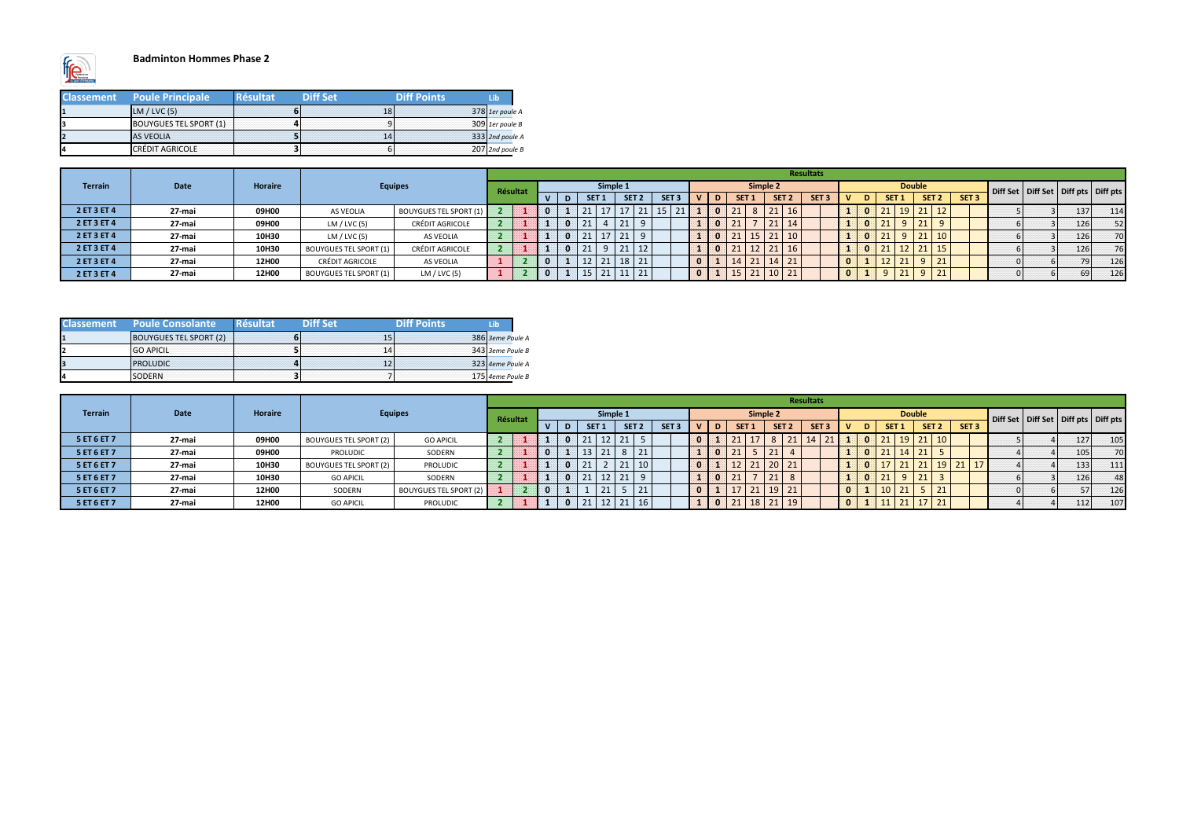**Badminton Hommes Phase 2**

| Classement | Poule Principale | Résultat | Diff Set | Diff Points | Lib |
|---|---|---|---|---|---|
| 1 | LM / LVC (5) | 6 | 18 | 378 | *1er poule A* |
| 3 | BOUYGUES TEL SPORT (1) | 4 | 9 | 309 | *1er poule B* |
| 2 | AS VEOLIA | 5 | 14 | 333 | *2nd poule A* |
| 4 | CRÉDIT AGRICOLE | 3 | 6 | 207 | *2nd poule B* |

| Terrain | Date | Horaire | Equipes | | Résultats | | | | | | | | | | | | | | | | | | | | | | | | | | | | | |
|---|---|---|---|---|---|---|---|---|---|---|---|---|---|---|---|---|---|---|---|---|---|---|---|---|---|---|---|---|---|---|---|---|---|---|
| | | | | | Résultat | | Simple 1 | | | | | | | | Simple 2 | | | | | | | | Double | | | | | | | | Diff Set | Diff Set | Diff pts | Diff pts |
| | | | | | | | V | D | SET 1 | | SET 2 | | SET 3 | | V | D | SET 1 | | SET 2 | | SET 3 | | V | D | SET 1 | | SET 2 | | SET 3 | | | | | |
| 2 ET 3 ET 4 | 27-mai | 09H00 | AS VEOLIA | BOUYGUES TEL SPORT (1) | 2 | 1 | 0 | 1 | 21 | 17 | 17 | 21 | 15 | 21 | 1 | 0 | 21 | 8 | 21 | 16 | | | 1 | 0 | 21 | 19 | 21 | 12 | | | 5 | 3 | 137 | 114 |
| 2 ET 3 ET 4 | 27-mai | 09H00 | LM / LVC (5) | CRÉDIT AGRICOLE | 2 | 1 | 1 | 0 | 21 | 4 | 21 | 9 | | | 1 | 0 | 21 | 7 | 21 | 14 | | | 1 | 0 | 21 | 9 | 21 | 9 | | | 6 | 3 | 126 | 52 |
| 2 ET 3 ET 4 | 27-mai | 10H30 | LM / LVC (5) | AS VEOLIA | 2 | 1 | 1 | 0 | 21 | 17 | 21 | 9 | | | 1 | 0 | 21 | 15 | 21 | 10 | | | 1 | 0 | 21 | 9 | 21 | 10 | | | 6 | 3 | 126 | 70 |
| 2 ET 3 ET 4 | 27-mai | 10H30 | BOUYGUES TEL SPORT (1) | CRÉDIT AGRICOLE | 2 | 1 | 1 | 0 | 21 | 9 | 21 | 12 | | | 1 | 0 | 21 | 12 | 21 | 16 | | | 1 | 0 | 21 | 12 | 21 | 15 | | | 6 | 3 | 126 | 76 |
| 2 ET 3 ET 4 | 27-mai | 12H00 | CRÉDIT AGRICOLE | AS VEOLIA | 1 | 2 | 0 | 1 | 12 | 21 | 18 | 21 | | | 0 | 1 | 14 | 21 | 14 | 21 | | | 0 | 1 | 12 | 21 | 9 | 21 | | | 0 | 6 | 79 | 126 |
| 2 ET 3 ET 4 | 27-mai | 12H00 | BOUYGUES TEL SPORT (1) | LM / LVC (5) | 1 | 2 | 0 | 1 | 15 | 21 | 11 | 21 | | | 0 | 1 | 15 | 21 | 10 | 21 | | | 0 | 1 | 9 | 21 | 9 | 21 | | | 0 | 6 | 69 | 126 |

| Classement | Poule Consolante | Résultat | Diff Set | Diff Points | Lib |
|---|---|---|---|---|---|
| 1 | BOUYGUES TEL SPORT (2) | 6 | 15 | 386 | *3eme Poule A* |
| 2 | GO APICIL | 5 | 14 | 343 | *3eme Poule B* |
| 3 | PROLUDIC | 4 | 12 | 323 | *4eme Poule A* |
| 4 | SODERN | 3 | 7 | 175 | *4eme Poule B* |

| Terrain | Date | Horaire | Equipes | | Résultats | | | | | | | | | | | | | | | | | | | | | | | | | | | | | |
|---|---|---|---|---|---|---|---|---|---|---|---|---|---|---|---|---|---|---|---|---|---|---|---|---|---|---|---|---|---|---|---|---|---|---|
| | | | | | Résultat | | Simple 1 | | | | | | | | Simple 2 | | | | | | | | Double | | | | | | | | Diff Set | Diff Set | Diff pts | Diff pts |
| | | | | | | | V | D | SET 1 | | SET 2 | | SET 3 | | V | D | SET 1 | | SET 2 | | SET 3 | | V | D | SET 1 | | SET 2 | | SET 3 | | | | | |
| 5 ET 6 ET 7 | 27-mai | 09H00 | BOUYGUES TEL SPORT (2) | GO APICIL | 2 | 1 | 1 | 0 | 21 | 12 | 21 | 5 | | | 0 | 1 | 21 | 17 | 8 | 21 | 14 | 21 | 1 | 0 | 21 | 19 | 21 | 10 | | | 5 | 4 | 127 | 105 |
| 5 ET 6 ET 7 | 27-mai | 09H00 | PROLUDIC | SODERN | 2 | 1 | 0 | 1 | 13 | 21 | 8 | 21 | | | 1 | 0 | 21 | 5 | 21 | 4 | | | 1 | 0 | 21 | 14 | 21 | 5 | | | 4 | 4 | 105 | 70 |
| 5 ET 6 ET 7 | 27-mai | 10H30 | BOUYGUES TEL SPORT (2) | PROLUDIC | 2 | 1 | 1 | 0 | 21 | 2 | 21 | 10 | | | 0 | 1 | 12 | 21 | 20 | 21 | | | 1 | 0 | 17 | 21 | 21 | 19 | 21 | 17 | 4 | 4 | 133 | 111 |
| 5 ET 6 ET 7 | 27-mai | 10H30 | GO APICIL | SODERN | 2 | 1 | 1 | 0 | 21 | 12 | 21 | 9 | | | 1 | 0 | 21 | 7 | 21 | 8 | | | 1 | 0 | 21 | 9 | 21 | 3 | | | 6 | 3 | 126 | 48 |
| 5 ET 6 ET 7 | 27-mai | 12H00 | SODERN | BOUYGUES TEL SPORT (2) | 1 | 2 | 0 | 1 | 1 | 21 | 5 | 21 | | | 0 | 1 | 17 | 21 | 19 | 21 | | | 0 | 1 | 10 | 21 | 5 | 21 | | | 0 | 6 | 57 | 126 |
| 5 ET 6 ET 7 | 27-mai | 12H00 | GO APICIL | PROLUDIC | 2 | 1 | 1 | 0 | 21 | 12 | 21 | 16 | | | 1 | 0 | 21 | 18 | 21 | 19 | | | 0 | 1 | 11 | 21 | 17 | 21 | | | 4 | 4 | 112 | 107 |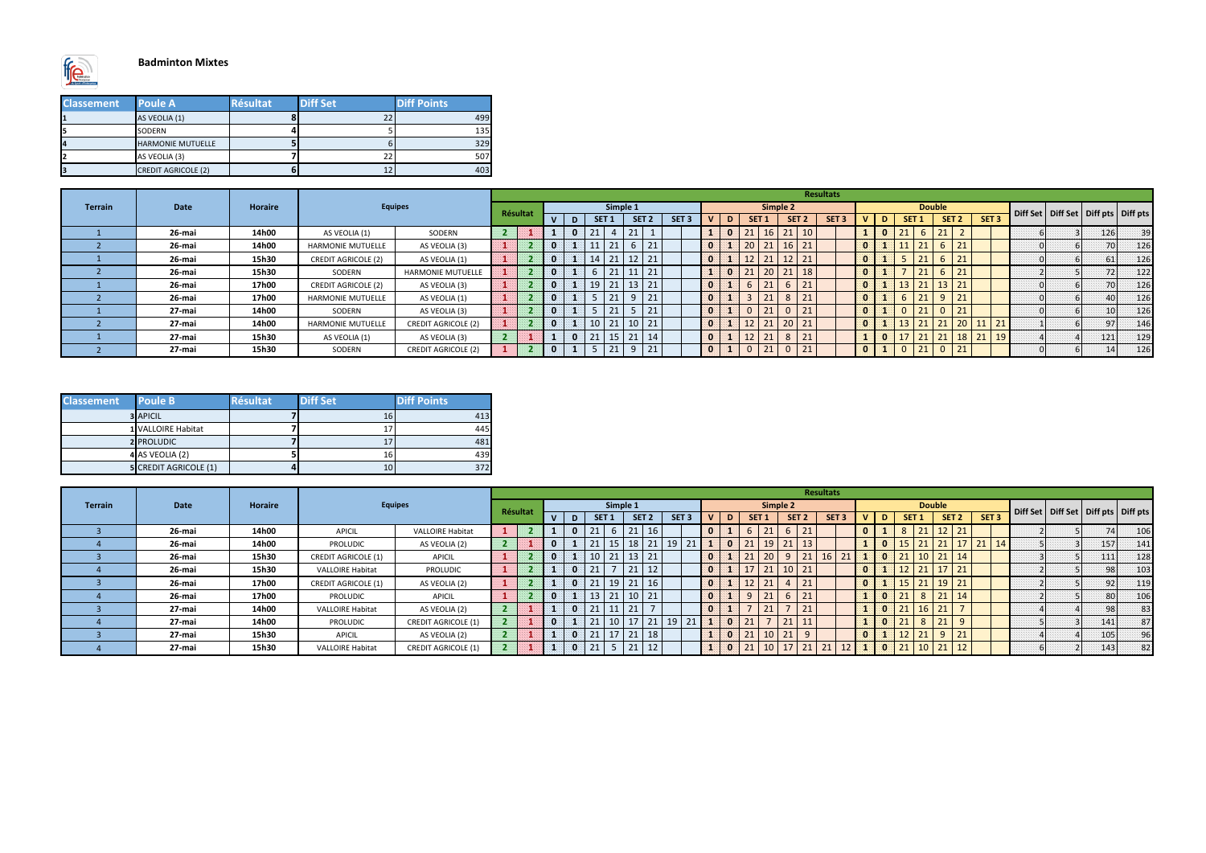## Badminton Mixtes

| Classement | Poule A | Résultat | Diff Set | Diff Points |
|---|---|---|---|---|
| 1 | AS VEOLIA (1) | 8 | 22 | 499 |
| 5 | SODERN | 4 | 5 | 135 |
| 4 | HARMONIE MUTUELLE | 5 | 6 | 329 |
| 2 | AS VEOLIA (3) | 7 | 22 | 507 |
| 3 | CREDIT AGRICOLE (2) | 6 | 12 | 403 |

| Terrain | Date | Horaire | Equipes | | Résultat | | Simple 1 | | | | | | | | Simple 2 | | | | | | | | Double | | | | | | | | Diff Set | Diff Set | Diff pts | Diff pts |
|---|---|---|---|---|---|---|---|---|---|---|---|---|---|---|---|---|---|---|---|---|---|---|---|---|---|---|---|---|---|---|---|---|---|---|
| | | | | | | | V | D | SET 1 | | SET 2 | | SET 3 | | V | D | SET 1 | | SET 2 | | SET 3 | | V | D | SET 1 | | SET 2 | | SET 3 | | | | | |
| 1 | 26-mai | 14h00 | AS VEOLIA (1) | SODERN | 2 | 1 | 1 | 0 | 21 | 4 | 21 | 1 | | | 1 | 0 | 21 | 16 | 21 | 10 | | | 1 | 0 | 21 | 6 | 21 | 2 | | | 6 | 3 | 126 | 39 |
| 2 | 26-mai | 14h00 | HARMONIE MUTUELLE | AS VEOLIA (3) | 1 | 2 | 0 | 1 | 11 | 21 | 6 | 21 | | | 0 | 1 | 20 | 21 | 16 | 21 | | | 0 | 1 | 11 | 21 | 6 | 21 | | | 0 | 6 | 70 | 126 |
| 1 | 26-mai | 15h30 | CREDIT AGRICOLE (2) | AS VEOLIA (1) | 1 | 2 | 0 | 1 | 14 | 21 | 12 | 21 | | | 0 | 1 | 12 | 21 | 12 | 21 | | | 0 | 1 | 5 | 21 | 6 | 21 | | | 0 | 6 | 61 | 126 |
| 2 | 26-mai | 15h30 | SODERN | HARMONIE MUTUELLE | 1 | 2 | 0 | 1 | 6 | 21 | 11 | 21 | | | 1 | 0 | 21 | 20 | 21 | 18 | | | 0 | 1 | 7 | 21 | 6 | 21 | | | 2 | 5 | 72 | 122 |
| 1 | 26-mai | 17h00 | CREDIT AGRICOLE (2) | AS VEOLIA (3) | 1 | 2 | 0 | 1 | 19 | 21 | 13 | 21 | | | 0 | 1 | 6 | 21 | 6 | 21 | | | 0 | 1 | 13 | 21 | 13 | 21 | | | 0 | 6 | 70 | 126 |
| 2 | 26-mai | 17h00 | HARMONIE MUTUELLE | AS VEOLIA (1) | 1 | 2 | 0 | 1 | 5 | 21 | 9 | 21 | | | 0 | 1 | 3 | 21 | 8 | 21 | | | 0 | 1 | 6 | 21 | 9 | 21 | | | 0 | 6 | 40 | 126 |
| 1 | 27-mai | 14h00 | SODERN | AS VEOLIA (3) | 1 | 2 | 0 | 1 | 5 | 21 | 5 | 21 | | | 0 | 1 | 0 | 21 | 0 | 21 | | | 0 | 1 | 0 | 21 | 0 | 21 | | | 0 | 6 | 10 | 126 |
| 2 | 27-mai | 14h00 | HARMONIE MUTUELLE | CREDIT AGRICOLE (2) | 1 | 2 | 0 | 1 | 10 | 21 | 10 | 21 | | | 0 | 1 | 12 | 21 | 20 | 21 | | | 0 | 1 | 13 | 21 | 21 | 20 | 11 | 21 | 1 | 6 | 97 | 146 |
| 1 | 27-mai | 15h30 | AS VEOLIA (1) | AS VEOLIA (3) | 2 | 1 | 1 | 0 | 21 | 15 | 21 | 14 | | | 0 | 1 | 12 | 21 | 8 | 21 | | | 1 | 0 | 17 | 21 | 21 | 18 | 21 | 19 | 4 | 4 | 121 | 129 |
| 2 | 27-mai | 15h30 | SODERN | CREDIT AGRICOLE (2) | 1 | 2 | 0 | 1 | 5 | 21 | 9 | 21 | | | 0 | 1 | 0 | 21 | 0 | 21 | | | 0 | 1 | 0 | 21 | 0 | 21 | | | 0 | 6 | 14 | 126 |

| Classement | Poule B | Résultat | Diff Set | Diff Points |
|---|---|---|---|---|
| 3 | APICIL | 7 | 16 | 413 |
| 1 | VALLOIRE Habitat | 7 | 17 | 445 |
| 2 | PROLUDIC | 7 | 17 | 481 |
| 4 | AS VEOLIA (2) | 5 | 16 | 439 |
| 5 | CREDIT AGRICOLE (1) | 4 | 10 | 372 |

| Terrain | Date | Horaire | Equipes | | Résultat | | Simple 1 | | | | | | | | Simple 2 | | | | | | | | Double | | | | | | | | Diff Set | Diff Set | Diff pts | Diff pts |
|---|---|---|---|---|---|---|---|---|---|---|---|---|---|---|---|---|---|---|---|---|---|---|---|---|---|---|---|---|---|---|---|---|---|---|
| | | | | | | | V | D | SET 1 | | SET 2 | | SET 3 | | V | D | SET 1 | | SET 2 | | SET 3 | | V | D | SET 1 | | SET 2 | | SET 3 | | | | | |
| 3 | 26-mai | 14h00 | APICIL | VALLOIRE Habitat | 1 | 2 | 1 | 0 | 21 | 6 | 21 | 16 | | | 0 | 1 | 6 | 21 | 6 | 21 | | | 0 | 1 | 8 | 21 | 12 | 21 | | | 2 | 5 | 74 | 106 |
| 4 | 26-mai | 14h00 | PROLUDIC | AS VEOLIA (2) | 2 | 1 | 0 | 1 | 21 | 15 | 18 | 21 | 19 | 21 | 1 | 0 | 21 | 19 | 21 | 13 | | | 1 | 0 | 15 | 21 | 21 | 17 | 21 | 14 | 5 | 3 | 157 | 141 |
| 3 | 26-mai | 15h30 | CREDIT AGRICOLE (1) | APICIL | 1 | 2 | 0 | 1 | 10 | 21 | 13 | 21 | | | 0 | 1 | 21 | 20 | 9 | 21 | 16 | 21 | 1 | 0 | 21 | 10 | 21 | 14 | | | 3 | 5 | 111 | 128 |
| 4 | 26-mai | 15h30 | VALLOIRE Habitat | PROLUDIC | 1 | 2 | 1 | 0 | 21 | 7 | 21 | 12 | | | 0 | 1 | 17 | 21 | 10 | 21 | | | 0 | 1 | 12 | 21 | 17 | 21 | | | 2 | 5 | 98 | 103 |
| 3 | 26-mai | 17h00 | CREDIT AGRICOLE (1) | AS VEOLIA (2) | 1 | 2 | 1 | 0 | 21 | 19 | 21 | 16 | | | 0 | 1 | 12 | 21 | 4 | 21 | | | 0 | 1 | 15 | 21 | 19 | 21 | | | 2 | 5 | 92 | 119 |
| 4 | 26-mai | 17h00 | PROLUDIC | APICIL | 1 | 2 | 0 | 1 | 13 | 21 | 10 | 21 | | | 0 | 1 | 9 | 21 | 6 | 21 | | | 1 | 0 | 21 | 8 | 21 | 14 | | | 2 | 5 | 80 | 106 |
| 3 | 27-mai | 14h00 | VALLOIRE Habitat | AS VEOLIA (2) | 2 | 1 | 1 | 0 | 21 | 11 | 21 | 7 | | | 0 | 1 | 7 | 21 | 7 | 21 | | | 1 | 0 | 21 | 16 | 21 | 7 | | | 4 | 4 | 98 | 83 |
| 4 | 27-mai | 14h00 | PROLUDIC | CREDIT AGRICOLE (1) | 2 | 1 | 0 | 1 | 21 | 10 | 17 | 21 | 19 | 21 | 1 | 0 | 21 | 7 | 21 | 11 | | | 1 | 0 | 21 | 8 | 21 | 9 | | | 5 | 3 | 141 | 87 |
| 3 | 27-mai | 15h30 | APICIL | AS VEOLIA (2) | 2 | 1 | 1 | 0 | 21 | 17 | 21 | 18 | | | 1 | 0 | 21 | 10 | 21 | 9 | | | 0 | 1 | 12 | 21 | 9 | 21 | | | 4 | 4 | 105 | 96 |
| 4 | 27-mai | 15h30 | VALLOIRE Habitat | CREDIT AGRICOLE (1) | 2 | 1 | 1 | 0 | 21 | 5 | 21 | 12 | | | 1 | 0 | 21 | 10 | 17 | 21 | 21 | 12 | 1 | 0 | 21 | 10 | 21 | 12 | | | 6 | 2 | 143 | 82 |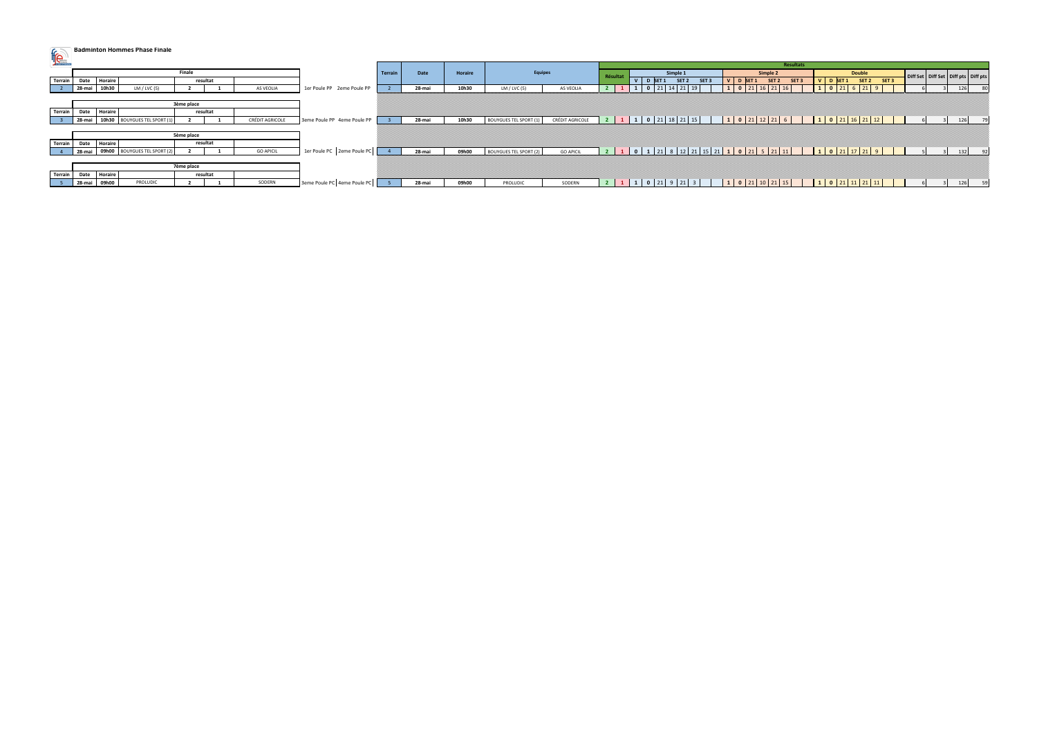# Badminton Hommes Phase Finale

| | | | Finale | | | | |
|---|---|---|---|---|---|---|---|
| Terrain | Date | Horaire | | resultat | | | |
| 2 | 28-mai | 10h30 | LM / LVC (5) | 2 | 1 | AS VEOLIA | 1er Poule PP 2eme Poule PP |

| | | | 3ème place | | | | |
|---|---|---|---|---|---|---|---|
| Terrain | Date | Horaire | | resultat | | | |
| 3 | 28-mai | 10h30 | BOUYGUES TEL SPORT (1) | 2 | 1 | CRÉDIT AGRICOLE | 3eme Poule PP 4eme Poule PP |

| | | | 5ème place | | | | |
|---|---|---|---|---|---|---|---|
| Terrain | Date | Horaire | | resultat | | | |
| 4 | 28-mai | 09h00 | BOUYGUES TEL SPORT (2) | 2 | 1 | GO APICIL | 1er Poule PC 2eme Poule PC |

| | | | 7ème place | | | | |
|---|---|---|---|---|---|---|---|
| Terrain | Date | Horaire | | resultat | | | |
| 5 | 28-mai | 09h00 | PROLUDIC | 2 | 1 | SODERN | 3eme Poule PC 4eme Poule PC |

## Resultats

| Terrain | Date | Horaire | Equipes | | Résultat | | Simple 1 | | | | | | | | Simple 2 | | | | | | | | Double | | | | | | | | Diff Set | Diff Set | Diff pts | Diff pts |
|---|---|---|---|---|---|---|---|---|---|---|---|---|---|---|---|---|---|---|---|---|---|---|---|---|---|---|---|---|---|---|---|---|---|---|
| | | | | | | | V | D | SET 1 | | SET 2 | | SET 3 | | V | D | SET 1 | | SET 2 | | SET 3 | | V | D | SET 1 | | SET 2 | | SET 3 | | | | | |
| 2 | 28-mai | 10h30 | LM / LVC (5) | AS VEOLIA | 2 | 1 | 1 | 0 | 21 | 14 | 21 | 19 | | | 1 | 0 | 21 | 16 | 21 | 16 | | | 1 | 0 | 21 | 6 | 21 | 9 | | | 6 | 3 | 126 | 80 |
| 3 | 28-mai | 10h30 | BOUYGUES TEL SPORT (1) | CRÉDIT AGRICOLE | 2 | 1 | 1 | 0 | 21 | 18 | 21 | 15 | | | 1 | 0 | 21 | 12 | 21 | 6 | | | 1 | 0 | 21 | 16 | 21 | 12 | | | 6 | 3 | 126 | 79 |
| 4 | 28-mai | 09h00 | BOUYGUES TEL SPORT (2) | GO APICIL | 2 | 1 | 0 | 1 | 21 | 8 | 12 | 21 | 15 | 21 | 1 | 0 | 21 | 5 | 21 | 11 | | | 1 | 0 | 21 | 17 | 21 | 9 | | | 5 | 3 | 132 | 92 |
| 5 | 28-mai | 09h00 | PROLUDIC | SODERN | 2 | 1 | 1 | 0 | 21 | 9 | 21 | 3 | | | 1 | 0 | 21 | 10 | 21 | 15 | | | 1 | 0 | 21 | 11 | 21 | 11 | | | 6 | 3 | 126 | 59 |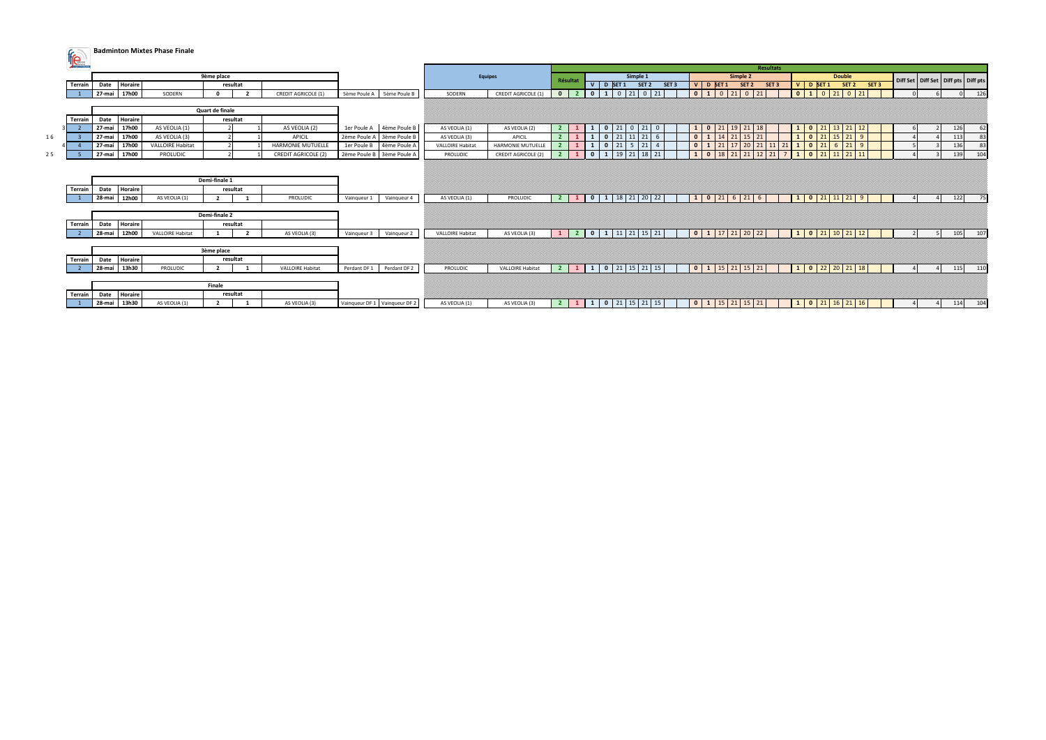# Badminton Mixtes Phase Finale

### 9ème place

| Terrain | Date | Horaire | | resultat | | | | |
|---|---|---|---|---|---|---|---|---|
| 1 | 27-mai | 17h00 | SODERN | 0 | 2 | CREDIT AGRICOLE (1) | 5ème Poule A | 5ème Poule B |

### Quart de finale

| | Terrain | Date | Horaire | | resultat | | | | |
|---|---|---|---|---|---|---|---|---|---|
| 3 | 2 | 27-mai | 17h00 | AS VEOLIA (1) | 2 | 1 | AS VEOLIA (2) | 1er Poule A | 4ème Poule B |
| 1 6 | 3 | 27-mai | 17h00 | AS VEOLIA (3) | 2 | 1 | APICIL | 2ème Poule A | 3ème Poule B |
| 4 | 4 | 27-mai | 17h00 | VALLOIRE Habitat | 2 | 1 | HARMONIE MUTUELLE | 1er Poule B | 4ème Poule A |
| 2 5 | 5 | 27-mai | 17h00 | PROLUDIC | 2 | 1 | CREDIT AGRICOLE (2) | 2ème Poule B | 3ème Poule A |

### Demi-finale 1

| Terrain | Date | Horaire | | resultat | | | | |
|---|---|---|---|---|---|---|---|---|
| 1 | 28-mai | 12h00 | AS VEOLIA (1) | 2 | 1 | PROLUDIC | Vainqueur 1 | Vainqueur 4 |

### Demi-finale 2

| Terrain | Date | Horaire | | resultat | | | | |
|---|---|---|---|---|---|---|---|---|
| 2 | 28-mai | 12h00 | VALLOIRE Habitat | 1 | 2 | AS VEOLIA (3) | Vainqueur 3 | Vainqueur 2 |

### 3ème place

| Terrain | Date | Horaire | | resultat | | | | |
|---|---|---|---|---|---|---|---|---|
| 2 | 28-mai | 13h30 | PROLUDIC | 2 | 1 | VALLOIRE Habitat | Perdant DF 1 | Perdant DF 2 |

### Finale

| Terrain | Date | Horaire | | resultat | | | | |
|---|---|---|---|---|---|---|---|---|
| 1 | 28-mai | 13h30 | AS VEOLIA (1) | 2 | 1 | AS VEOLIA (3) | Vainqueur DF 1 | Vainqueur DF 2 |

### Resultats

| Equipes | | Résultat | | Simple 1 V | D | SET 1 | | SET 2 | | SET 3 | | Simple 2 V | D | SET 1 | | SET 2 | | SET 3 | | Double V | D | SET 1 | | SET 2 | | SET 3 | | Diff Set | Diff Set | Diff pts | Diff pts |
|---|---|---|---|---|---|---|---|---|---|---|---|---|---|---|---|---|---|---|---|---|---|---|---|---|---|---|---|---|---|---|---|
| SODERN | CREDIT AGRICOLE (1) | 0 | 2 | 0 | 1 | 0 | 21 | 0 | 21 | | | 0 | 1 | 0 | 21 | 0 | 21 | | | 0 | 1 | 0 | 21 | 0 | 21 | | | 0 | 6 | 0 | 126 |
| AS VEOLIA (1) | AS VEOLIA (2) | 2 | 1 | 1 | 0 | 21 | 0 | 21 | 0 | | | 1 | 0 | 21 | 19 | 21 | 18 | | | 1 | 0 | 21 | 13 | 21 | 12 | | | 6 | 2 | 126 | 62 |
| AS VEOLIA (3) | APICIL | 2 | 1 | 1 | 0 | 21 | 11 | 21 | 6 | | | 0 | 1 | 14 | 21 | 15 | 21 | | | 1 | 0 | 21 | 15 | 21 | 9 | | | 4 | 4 | 113 | 83 |
| VALLOIRE Habitat | HARMONIE MUTUELLE | 2 | 1 | 1 | 0 | 21 | 5 | 21 | 4 | | | 0 | 1 | 21 | 17 | 20 | 21 | 11 | 21 | 1 | 0 | 21 | 6 | 21 | 9 | | | 5 | 3 | 136 | 83 |
| PROLUDIC | CREDIT AGRICOLE (2) | 2 | 1 | 0 | 1 | 19 | 21 | 18 | 21 | | | 1 | 0 | 18 | 21 | 21 | 12 | 21 | 7 | 1 | 0 | 21 | 11 | 21 | 11 | | | 4 | 3 | 139 | 104 |
| AS VEOLIA (1) | PROLUDIC | 2 | 1 | 0 | 1 | 18 | 21 | 20 | 22 | | | 1 | 0 | 21 | 6 | 21 | 6 | | | 1 | 0 | 21 | 11 | 21 | 9 | | | 4 | 4 | 122 | 75 |
| VALLOIRE Habitat | AS VEOLIA (3) | 1 | 2 | 0 | 1 | 11 | 21 | 15 | 21 | | | 0 | 1 | 17 | 21 | 20 | 22 | | | 1 | 0 | 21 | 10 | 21 | 12 | | | 2 | 5 | 105 | 107 |
| PROLUDIC | VALLOIRE Habitat | 2 | 1 | 1 | 0 | 21 | 15 | 21 | 15 | | | 0 | 1 | 15 | 21 | 15 | 21 | | | 1 | 0 | 22 | 20 | 21 | 18 | | | 4 | 4 | 115 | 110 |
| AS VEOLIA (1) | AS VEOLIA (3) | 2 | 1 | 1 | 0 | 21 | 15 | 21 | 15 | | | 0 | 1 | 15 | 21 | 15 | 21 | | | 1 | 0 | 21 | 16 | 21 | 16 | | | 4 | 4 | 114 | 104 |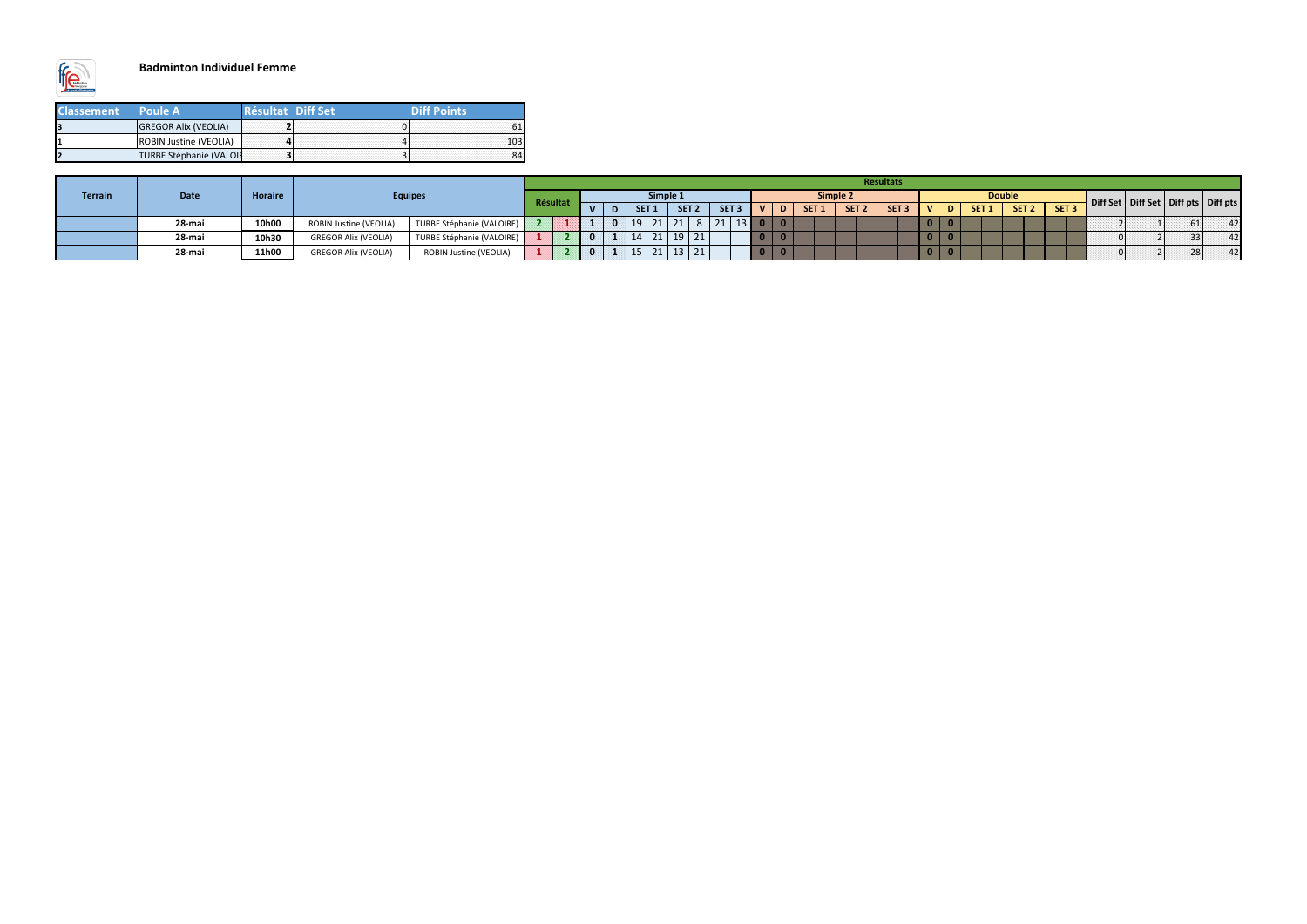**Badminton Individuel Femme**

| Classement | Poule A | Résultat | Diff Set | Diff Points |
|---|---|---|---|---|
| 3 | GREGOR Alix (VEOLIA) | 2 | 0 | 61 |
| 1 | ROBIN Justine (VEOLIA) | 4 | 4 | 103 |
| 2 | TURBE Stéphanie (VALOIR | 3 | 3 | 84 |

| Terrain | Date | Horaire | Equipes | | Resultats | | | | | | | | | | | | | | | | | | | | | | | | | | | | | | | | | | |
|---|---|---|---|---|---|---|---|---|---|---|---|---|---|---|---|---|---|---|---|---|---|---|---|---|---|---|---|---|---|---|---|---|---|---|---|---|---|---|---|
| | | | | | Résultat | | Simple 1 | | | | | | | | Simple 2 | | | | | | | | Double | | | | | | | | Diff Set | Diff Set | Diff pts | Diff pts |
| | | | | | | | V | D | SET 1 | | SET 2 | | SET 3 | | V | D | SET 1 | | SET 2 | | SET 3 | | V | D | SET 1 | | SET 2 | | SET 3 | | | | | |
| | 28-mai | 10h00 | ROBIN Justine (VEOLIA) | TURBE Stéphanie (VALOIRE) | 2 | 1 | 1 | 0 | 19 | 21 | 21 | 8 | 21 | 13 | 0 | 0 | | | | | | | 0 | 0 | | | | | | | 2 | 1 | 61 | 42 |
| | 28-mai | 10h30 | GREGOR Alix (VEOLIA) | TURBE Stéphanie (VALOIRE) | 1 | 2 | 0 | 1 | 14 | 21 | 19 | 21 | | | 0 | 0 | | | | | | | 0 | 0 | | | | | | | 0 | 2 | 33 | 42 |
| | 28-mai | 11h00 | GREGOR Alix (VEOLIA) | ROBIN Justine (VEOLIA) | 1 | 2 | 0 | 1 | 15 | 21 | 13 | 21 | | | 0 | 0 | | | | | | | 0 | 0 | | | | | | | 0 | 2 | 28 | 42 |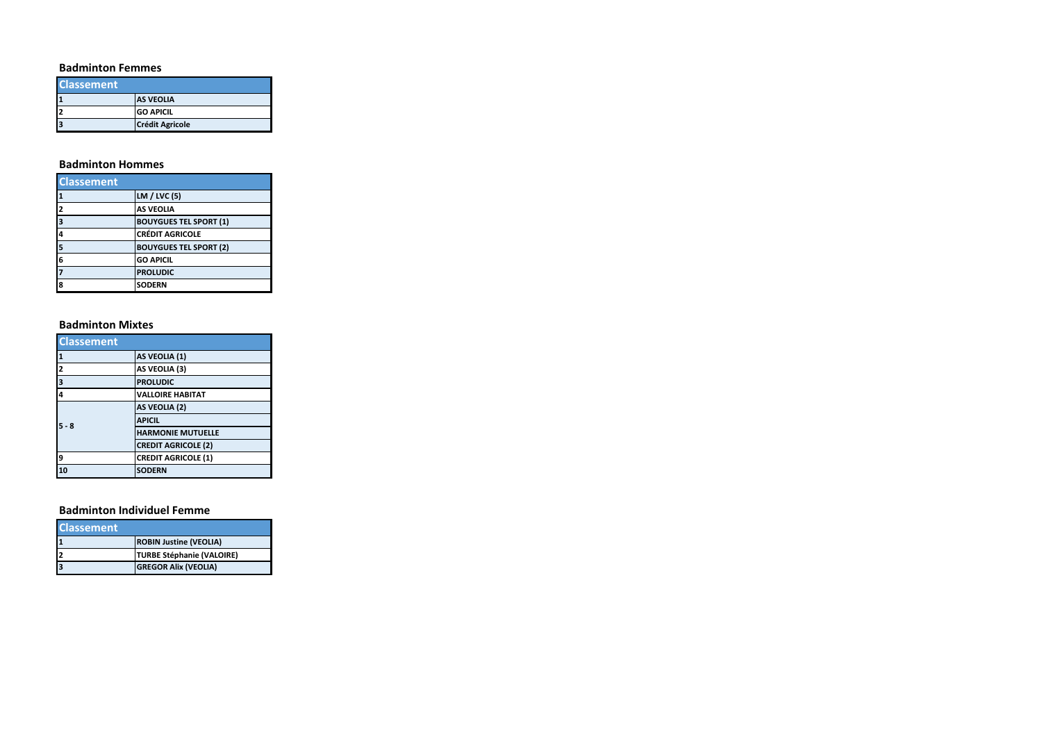**Badminton Femmes**

| Classement | |
|---|---|
| 1 | **AS VEOLIA** |
| 2 | **GO APICIL** |
| 3 | **Crédit Agricole** |

**Badminton Hommes**

| Classement | |
|---|---|
| 1 | **LM / LVC (5)** |
| 2 | **AS VEOLIA** |
| 3 | **BOUYGUES TEL SPORT (1)** |
| 4 | **CRÉDIT AGRICOLE** |
| 5 | **BOUYGUES TEL SPORT (2)** |
| 6 | **GO APICIL** |
| 7 | **PROLUDIC** |
| 8 | **SODERN** |

**Badminton Mixtes**

| Classement | |
|---|---|
| 1 | **AS VEOLIA (1)** |
| 2 | **AS VEOLIA (3)** |
| 3 | **PROLUDIC** |
| 4 | **VALLOIRE HABITAT** |
| 5 - 8 | **AS VEOLIA (2)** |
| | **APICIL** |
| | **HARMONIE MUTUELLE** |
| | **CREDIT AGRICOLE (2)** |
| 9 | **CREDIT AGRICOLE (1)** |
| 10 | **SODERN** |

**Badminton Individuel Femme**

| Classement | |
|---|---|
| 1 | **ROBIN Justine (VEOLIA)** |
| 2 | **TURBE Stéphanie (VALOIRE)** |
| 3 | **GREGOR Alix (VEOLIA)** |